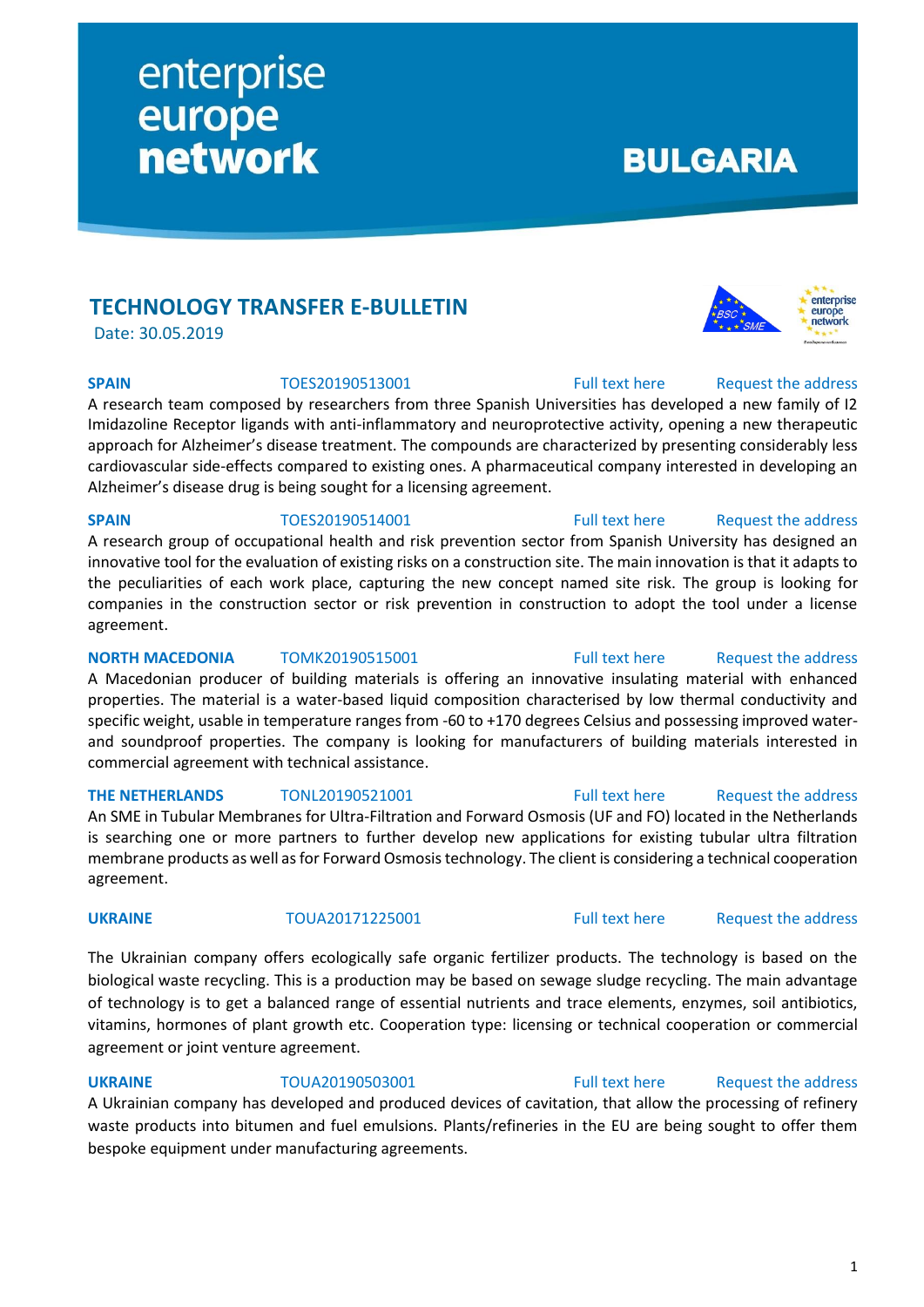enterprise europe network

BULGARIA

## TECHNOLOGY TRANSFER E-BULLETIN

Date: 30.05.2019

**SPAIN** TOES20190513001 Full text here Request the address

A research team composed by researchers from three Spanish Universities has developed a new family of I2 Imidazoline Receptor ligands with anti-inflammatory and neuroprotective activity, opening a new therapeutic approach for Alzheimer's disease treatment. The compounds are characterized by presenting considerably less cardiovascular side-effects compared to existing ones. A pharmaceutical company interested in developing an Alzheimer's disease drug is being sought for a licensing agreement.

**SPAIN** TOES20190514001 Full text here Request the address

A research group of occupational health and risk prevention sector from Spanish University has designed an innovative tool for the evaluation of existing risks on a construction site. The main innovation is that it adapts to the peculiarities of each work place, capturing the new concept named site risk. The group is looking for companies in the construction sector or risk prevention in construction to adopt the tool under a license agreement.

**NORTH MACEDONIA** TOMK20190515001 Full text here Request the address

A Macedonian producer of building materials is offering an innovative insulating material with enhanced properties. The material is a water-based liquid composition characterised by low thermal conductivity and specific weight, usable in temperature ranges from -60 to +170 degrees Celsius and possessing improved water- and soundproof properties. The company is looking for manufacturers of building materials interested in commercial agreement with technical assistance.

**THE NETHERLANDS** TONL20190521001 Full text here Request the address

An SME in Tubular Membranes for Ultra-Filtration and Forward Osmosis (UF and FO) located in the Netherlands is searching one or more partners to further develop new applications for existing tubular ultra filtration membrane products as well as for Forward Osmosis technology. The client is considering a technical cooperation agreement.

**UKRAINE** TOUA20171225001 Full text here Request the address

The Ukrainian company offers ecologically safe organic fertilizer products. The technology is based on the biological waste recycling. This is a production may be based on sewage sludge recycling. The main advantage of technology is to get a balanced range of essential nutrients and trace elements, enzymes, soil antibiotics, vitamins, hormones of plant growth etc. Cooperation type: licensing or technical cooperation or commercial agreement or joint venture agreement.

**UKRAINE** TOUA20190503001 Full text here Request the address

A Ukrainian company has developed and produced devices of cavitation, that allow the processing of refinery waste products into bitumen and fuel emulsions. Plants/refineries in the EU are being sought to offer them bespoke equipment under manufacturing agreements.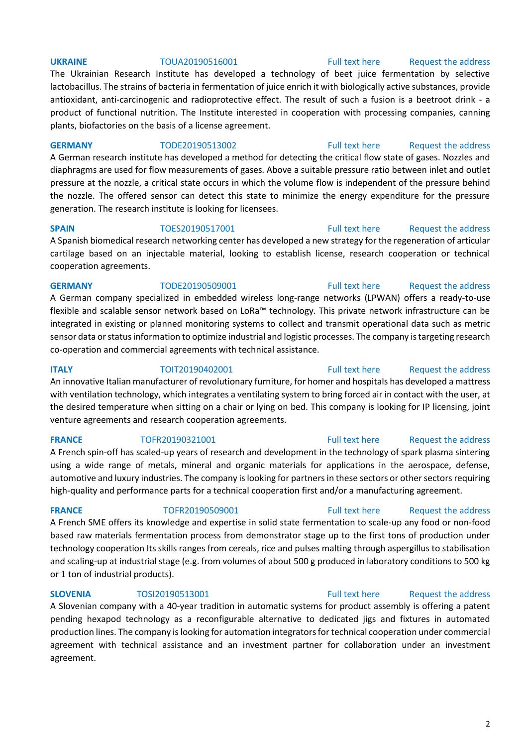**UKRAINE** TOUA20190516001 Full text here Request the address

The Ukrainian Research Institute has developed a technology of beet juice fermentation by selective lactobacillus. The strains of bacteria in fermentation of juice enrich it with biologically active substances, provide antioxidant, anti-carcinogenic and radioprotective effect. The result of such a fusion is a beetroot drink - a product of functional nutrition. The Institute interested in cooperation with processing companies, canning plants, biofactories on the basis of a license agreement.

**GERMANY** TODE20190513002 Full text here Request the address

A German research institute has developed a method for detecting the critical flow state of gases. Nozzles and diaphragms are used for flow measurements of gases. Above a suitable pressure ratio between inlet and outlet pressure at the nozzle, a critical state occurs in which the volume flow is independent of the pressure behind the nozzle. The offered sensor can detect this state to minimize the energy expenditure for the pressure generation. The research institute is looking for licensees.

**SPAIN** TOES20190517001 Full text here Request the address

A Spanish biomedical research networking center has developed a new strategy for the regeneration of articular cartilage based on an injectable material, looking to establish license, research cooperation or technical cooperation agreements.

**GERMANY** TODE20190509001 Full text here Request the address

A German company specialized in embedded wireless long-range networks (LPWAN) offers a ready-to-use flexible and scalable sensor network based on LoRa™ technology. This private network infrastructure can be integrated in existing or planned monitoring systems to collect and transmit operational data such as metric sensor data or status information to optimize industrial and logistic processes. The company is targeting research co-operation and commercial agreements with technical assistance.

**ITALY** TOIT20190402001 Full text here Request the address

An innovative Italian manufacturer of revolutionary furniture, for homer and hospitals has developed a mattress with ventilation technology, which integrates a ventilating system to bring forced air in contact with the user, at the desired temperature when sitting on a chair or lying on bed. This company is looking for IP licensing, joint venture agreements and research cooperation agreements.

**FRANCE** TOFR20190321001 Full text here Request the address

A French spin-off has scaled-up years of research and development in the technology of spark plasma sintering using a wide range of metals, mineral and organic materials for applications in the aerospace, defense, automotive and luxury industries. The company is looking for partners in these sectors or other sectors requiring high-quality and performance parts for a technical cooperation first and/or a manufacturing agreement.

**FRANCE** TOFR20190509001 Full text here Request the address

A French SME offers its knowledge and expertise in solid state fermentation to scale-up any food or non-food based raw materials fermentation process from demonstrator stage up to the first tons of production under technology cooperation Its skills ranges from cereals, rice and pulses malting through aspergillus to stabilisation and scaling-up at industrial stage (e.g. from volumes of about 500 g produced in laboratory conditions to 500 kg or 1 ton of industrial products).

**SLOVENIA** TOSI20190513001 Full text here Request the address

A Slovenian company with a 40-year tradition in automatic systems for product assembly is offering a patent pending hexapod technology as a reconfigurable alternative to dedicated jigs and fixtures in automated production lines. The company is looking for automation integrators for technical cooperation under commercial agreement with technical assistance and an investment partner for collaboration under an investment agreement.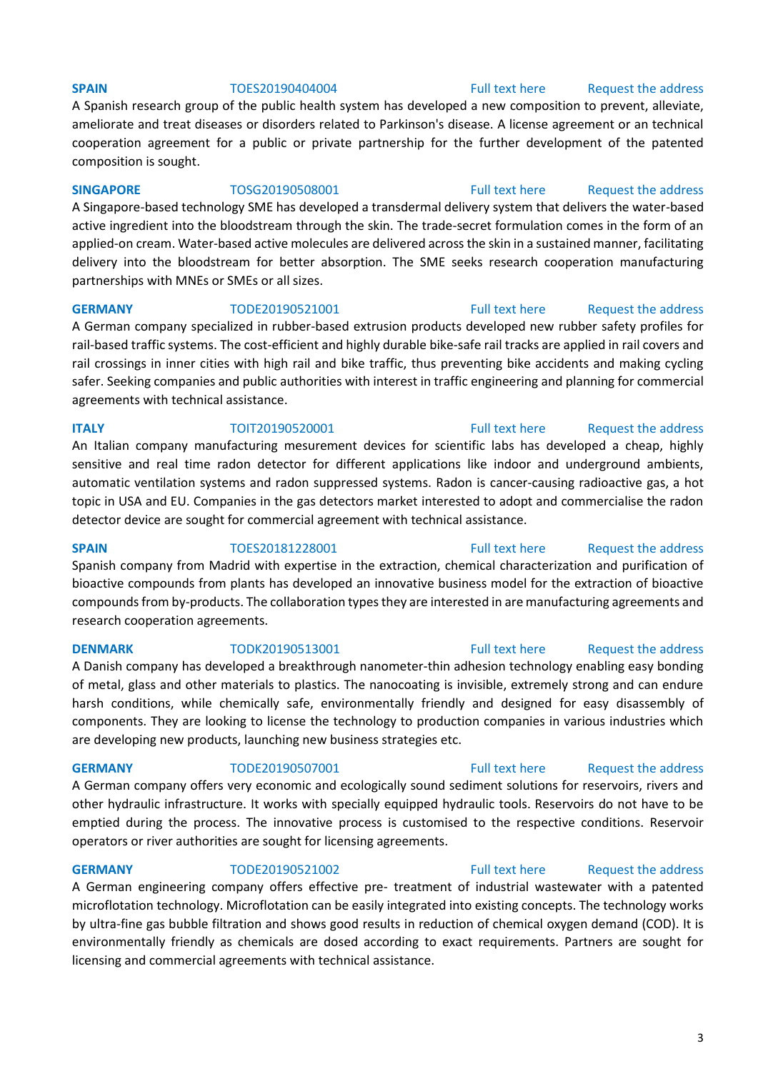**SPAIN** TOES20190404004 Full text here Request the address

A Spanish research group of the public health system has developed a new composition to prevent, alleviate, ameliorate and treat diseases or disorders related to Parkinson's disease. A license agreement or an technical cooperation agreement for a public or private partnership for the further development of the patented composition is sought.

**SINGAPORE** TOSG20190508001 Full text here Request the address

A Singapore-based technology SME has developed a transdermal delivery system that delivers the water-based active ingredient into the bloodstream through the skin. The trade-secret formulation comes in the form of an applied-on cream. Water-based active molecules are delivered across the skin in a sustained manner, facilitating delivery into the bloodstream for better absorption. The SME seeks research cooperation manufacturing partnerships with MNEs or SMEs or all sizes.

**GERMANY** TODE20190521001 Full text here Request the address

A German company specialized in rubber-based extrusion products developed new rubber safety profiles for rail-based traffic systems. The cost-efficient and highly durable bike-safe rail tracks are applied in rail covers and rail crossings in inner cities with high rail and bike traffic, thus preventing bike accidents and making cycling safer. Seeking companies and public authorities with interest in traffic engineering and planning for commercial agreements with technical assistance.

**ITALY** TOIT20190520001 Full text here Request the address

An Italian company manufacturing mesurement devices for scientific labs has developed a cheap, highly sensitive and real time radon detector for different applications like indoor and underground ambients, automatic ventilation systems and radon suppressed systems. Radon is cancer-causing radioactive gas, a hot topic in USA and EU. Companies in the gas detectors market interested to adopt and commercialise the radon detector device are sought for commercial agreement with technical assistance.

**SPAIN** TOES20181228001 Full text here Request the address

Spanish company from Madrid with expertise in the extraction, chemical characterization and purification of bioactive compounds from plants has developed an innovative business model for the extraction of bioactive compounds from by-products. The collaboration types they are interested in are manufacturing agreements and research cooperation agreements.

**DENMARK** TODK20190513001 Full text here Request the address

A Danish company has developed a breakthrough nanometer-thin adhesion technology enabling easy bonding of metal, glass and other materials to plastics. The nanocoating is invisible, extremely strong and can endure harsh conditions, while chemically safe, environmentally friendly and designed for easy disassembly of components. They are looking to license the technology to production companies in various industries which are developing new products, launching new business strategies etc.

**GERMANY** TODE20190507001 Full text here Request the address

A German company offers very economic and ecologically sound sediment solutions for reservoirs, rivers and other hydraulic infrastructure. It works with specially equipped hydraulic tools. Reservoirs do not have to be emptied during the process. The innovative process is customised to the respective conditions. Reservoir operators or river authorities are sought for licensing agreements.

**GERMANY** TODE20190521002 Full text here Request the address

A German engineering company offers effective pre- treatment of industrial wastewater with a patented microflotation technology. Microflotation can be easily integrated into existing concepts. The technology works by ultra-fine gas bubble filtration and shows good results in reduction of chemical oxygen demand (COD). It is environmentally friendly as chemicals are dosed according to exact requirements. Partners are sought for licensing and commercial agreements with technical assistance.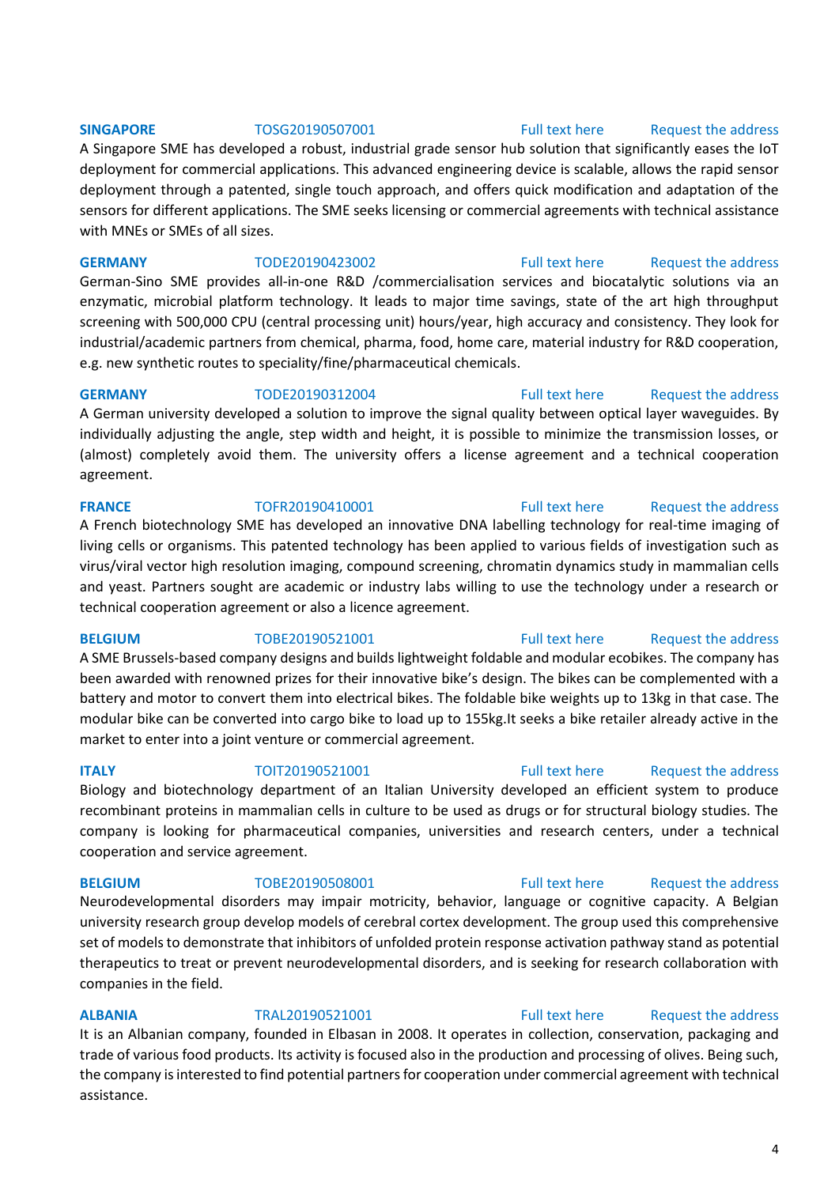**SINGAPORE** TOSG20190507001 Full text here Request the address

A Singapore SME has developed a robust, industrial grade sensor hub solution that significantly eases the IoT deployment for commercial applications. This advanced engineering device is scalable, allows the rapid sensor deployment through a patented, single touch approach, and offers quick modification and adaptation of the sensors for different applications. The SME seeks licensing or commercial agreements with technical assistance with MNEs or SMEs of all sizes.

**GERMANY** TODE20190423002 Full text here Request the address

German-Sino SME provides all-in-one R&D /commercialisation services and biocatalytic solutions via an enzymatic, microbial platform technology. It leads to major time savings, state of the art high throughput screening with 500,000 CPU (central processing unit) hours/year, high accuracy and consistency. They look for industrial/academic partners from chemical, pharma, food, home care, material industry for R&D cooperation, e.g. new synthetic routes to speciality/fine/pharmaceutical chemicals.

**GERMANY** TODE20190312004 Full text here Request the address

A German university developed a solution to improve the signal quality between optical layer waveguides. By individually adjusting the angle, step width and height, it is possible to minimize the transmission losses, or (almost) completely avoid them. The university offers a license agreement and a technical cooperation agreement.

**FRANCE** TOFR20190410001 Full text here Request the address

A French biotechnology SME has developed an innovative DNA labelling technology for real-time imaging of living cells or organisms. This patented technology has been applied to various fields of investigation such as virus/viral vector high resolution imaging, compound screening, chromatin dynamics study in mammalian cells and yeast. Partners sought are academic or industry labs willing to use the technology under a research or technical cooperation agreement or also a licence agreement.

**BELGIUM** TOBE20190521001 Full text here Request the address

A SME Brussels-based company designs and builds lightweight foldable and modular ecobikes. The company has been awarded with renowned prizes for their innovative bike's design. The bikes can be complemented with a battery and motor to convert them into electrical bikes. The foldable bike weights up to 13kg in that case. The modular bike can be converted into cargo bike to load up to 155kg.It seeks a bike retailer already active in the market to enter into a joint venture or commercial agreement.

**ITALY** TOIT20190521001 Full text here Request the address

Biology and biotechnology department of an Italian University developed an efficient system to produce recombinant proteins in mammalian cells in culture to be used as drugs or for structural biology studies. The company is looking for pharmaceutical companies, universities and research centers, under a technical cooperation and service agreement.

**BELGIUM** TOBE20190508001 Full text here Request the address

Neurodevelopmental disorders may impair motricity, behavior, language or cognitive capacity. A Belgian university research group develop models of cerebral cortex development. The group used this comprehensive set of models to demonstrate that inhibitors of unfolded protein response activation pathway stand as potential therapeutics to treat or prevent neurodevelopmental disorders, and is seeking for research collaboration with companies in the field.

**ALBANIA** TRAL20190521001 Full text here Request the address

It is an Albanian company, founded in Elbasan in 2008. It operates in collection, conservation, packaging and trade of various food products. Its activity is focused also in the production and processing of olives. Being such, the company is interested to find potential partners for cooperation under commercial agreement with technical assistance.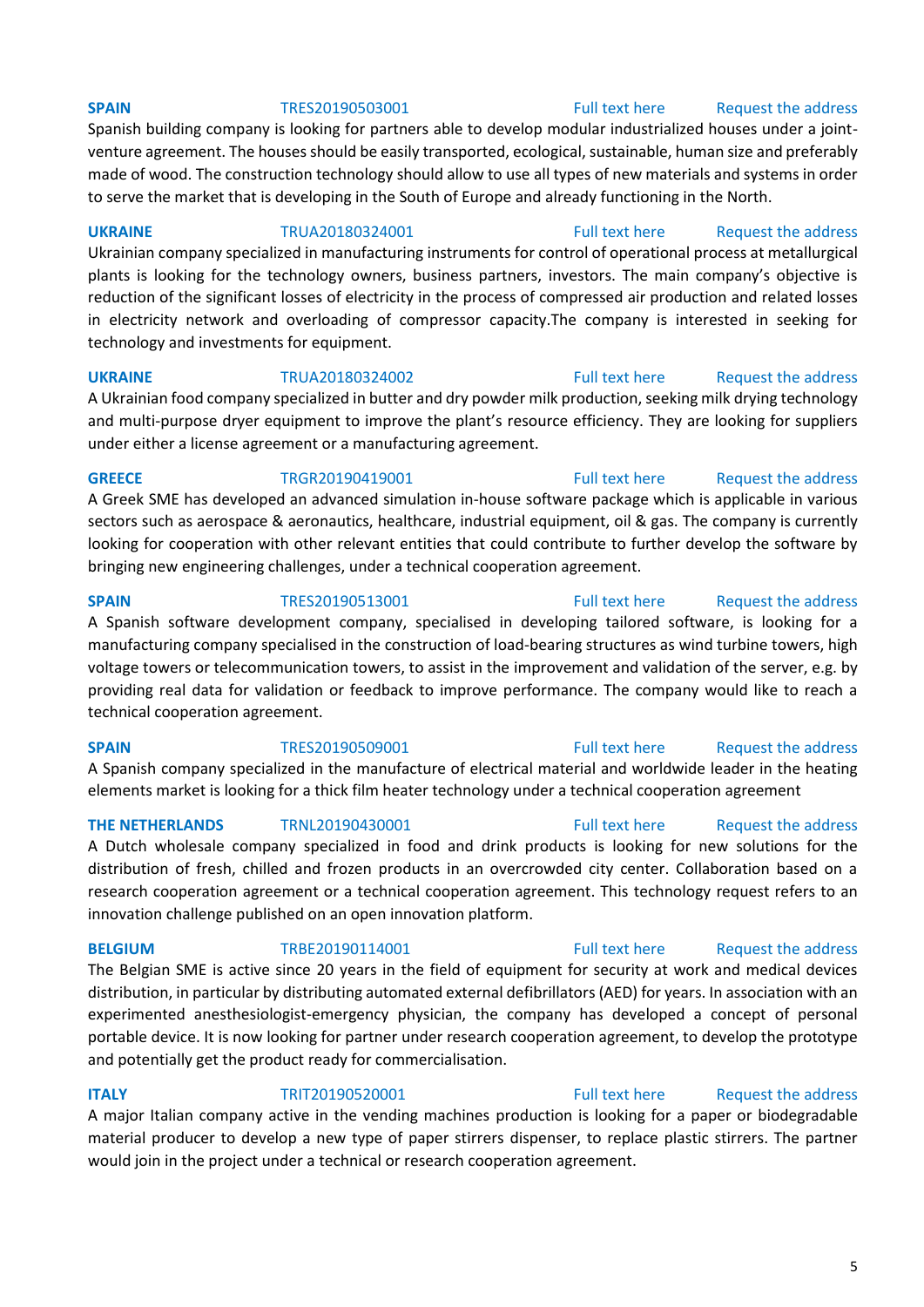**SPAIN** TRES20190503001 Full text here Request the address

Spanish building company is looking for partners able to develop modular industrialized houses under a joint-venture agreement. The houses should be easily transported, ecological, sustainable, human size and preferably made of wood. The construction technology should allow to use all types of new materials and systems in order to serve the market that is developing in the South of Europe and already functioning in the North.

**UKRAINE** TRUA20180324001 Full text here Request the address

Ukrainian company specialized in manufacturing instruments for control of operational process at metallurgical plants is looking for the technology owners, business partners, investors. The main company's objective is reduction of the significant losses of electricity in the process of compressed air production and related losses in electricity network and overloading of compressor capacity.The company is interested in seeking for technology and investments for equipment.

**UKRAINE** TRUA20180324002 Full text here Request the address

A Ukrainian food company specialized in butter and dry powder milk production, seeking milk drying technology and multi-purpose dryer equipment to improve the plant's resource efficiency. They are looking for suppliers under either a license agreement or a manufacturing agreement.

**GREECE** TRGR20190419001 Full text here Request the address

A Greek SME has developed an advanced simulation in-house software package which is applicable in various sectors such as aerospace & aeronautics, healthcare, industrial equipment, oil & gas. The company is currently looking for cooperation with other relevant entities that could contribute to further develop the software by bringing new engineering challenges, under a technical cooperation agreement.

**SPAIN** TRES20190513001 Full text here Request the address

A Spanish software development company, specialised in developing tailored software, is looking for a manufacturing company specialised in the construction of load-bearing structures as wind turbine towers, high voltage towers or telecommunication towers, to assist in the improvement and validation of the server, e.g. by providing real data for validation or feedback to improve performance. The company would like to reach a technical cooperation agreement.

**SPAIN** TRES20190509001 Full text here Request the address

A Spanish company specialized in the manufacture of electrical material and worldwide leader in the heating elements market is looking for a thick film heater technology under a technical cooperation agreement

**THE NETHERLANDS** TRNL20190430001 Full text here Request the address

A Dutch wholesale company specialized in food and drink products is looking for new solutions for the distribution of fresh, chilled and frozen products in an overcrowded city center. Collaboration based on a research cooperation agreement or a technical cooperation agreement. This technology request refers to an innovation challenge published on an open innovation platform.

**BELGIUM** TRBE20190114001 Full text here Request the address

The Belgian SME is active since 20 years in the field of equipment for security at work and medical devices distribution, in particular by distributing automated external defibrillators (AED) for years. In association with an experimented anesthesiologist-emergency physician, the company has developed a concept of personal portable device. It is now looking for partner under research cooperation agreement, to develop the prototype and potentially get the product ready for commercialisation.

**ITALY** TRIT20190520001 Full text here Request the address

A major Italian company active in the vending machines production is looking for a paper or biodegradable material producer to develop a new type of paper stirrers dispenser, to replace plastic stirrers. The partner would join in the project under a technical or research cooperation agreement.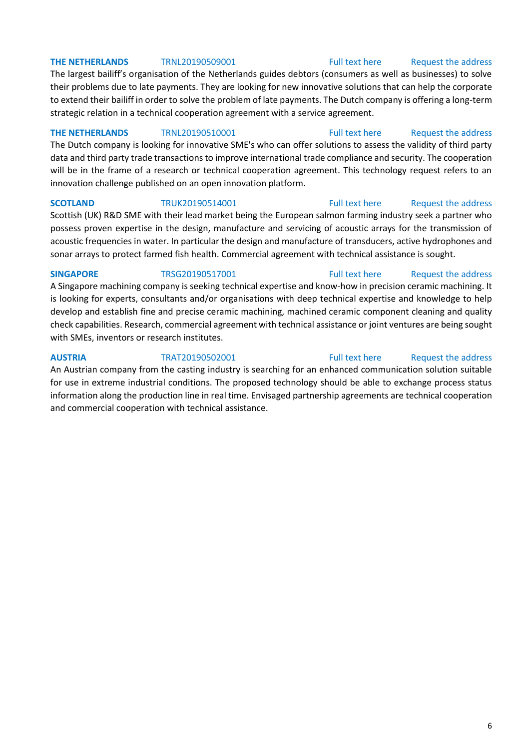**THE NETHERLANDS** TRNL20190509001 Full text here Request the address

The largest bailiff's organisation of the Netherlands guides debtors (consumers as well as businesses) to solve their problems due to late payments. They are looking for new innovative solutions that can help the corporate to extend their bailiff in order to solve the problem of late payments. The Dutch company is offering a long-term strategic relation in a technical cooperation agreement with a service agreement.

**THE NETHERLANDS** TRNL20190510001 Full text here Request the address

The Dutch company is looking for innovative SME's who can offer solutions to assess the validity of third party data and third party trade transactions to improve international trade compliance and security. The cooperation will be in the frame of a research or technical cooperation agreement. This technology request refers to an innovation challenge published on an open innovation platform.

**SCOTLAND** TRUK20190514001 Full text here Request the address

Scottish (UK) R&D SME with their lead market being the European salmon farming industry seek a partner who possess proven expertise in the design, manufacture and servicing of acoustic arrays for the transmission of acoustic frequencies in water. In particular the design and manufacture of transducers, active hydrophones and sonar arrays to protect farmed fish health. Commercial agreement with technical assistance is sought.

**SINGAPORE** TRSG20190517001 Full text here Request the address

A Singapore machining company is seeking technical expertise and know-how in precision ceramic machining. It is looking for experts, consultants and/or organisations with deep technical expertise and knowledge to help develop and establish fine and precise ceramic machining, machined ceramic component cleaning and quality check capabilities. Research, commercial agreement with technical assistance or joint ventures are being sought with SMEs, inventors or research institutes.

**AUSTRIA** TRAT20190502001 Full text here Request the address

An Austrian company from the casting industry is searching for an enhanced communication solution suitable for use in extreme industrial conditions. The proposed technology should be able to exchange process status information along the production line in real time. Envisaged partnership agreements are technical cooperation and commercial cooperation with technical assistance.